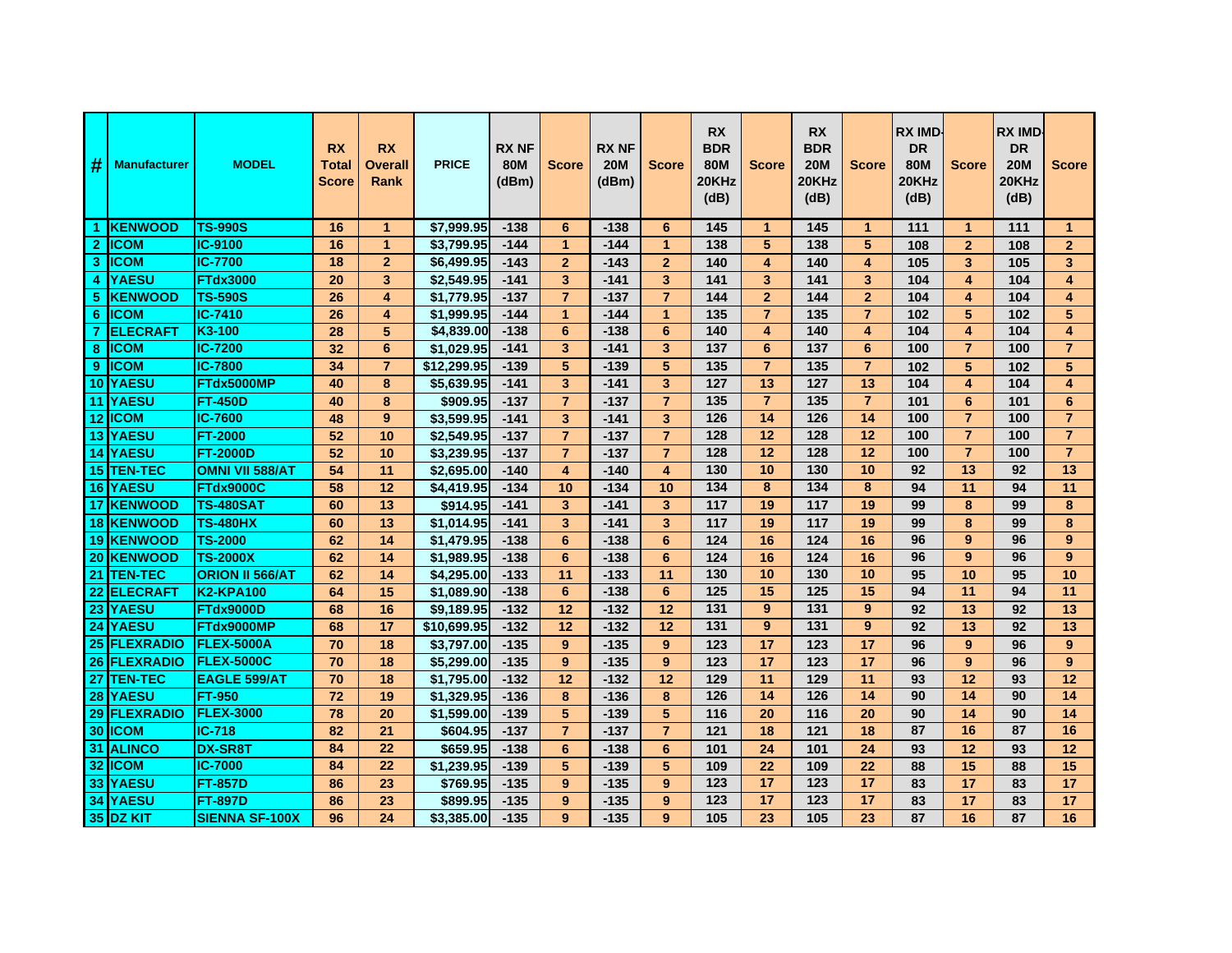| # | Manufacturer | MODEL | RX Total Score | RX Overall Rank | PRICE | RX NF 80M (dBm) | Score | RX NF 20M (dBm) | Score | RX BDR 80M 20KHz (dB) | Score | RX BDR 20M 20KHz (dB) | Score | RX IMD-DR 80M 20KHz (dB) | Score | RX IMD-DR 20M 20KHz (dB) | Score |
|---|---|---|---|---|---|---|---|---|---|---|---|---|---|---|---|---|---|
| 1 | KENWOOD | TS-990S | 16 | 1 | $7,999.95 | -138 | 6 | -138 | 6 | 145 | 1 | 145 | 1 | 111 | 1 | 111 | 1 |
| 2 | ICOM | IC-9100 | 16 | 1 | $3,799.95 | -144 | 1 | -144 | 1 | 138 | 5 | 138 | 5 | 108 | 2 | 108 | 2 |
| 3 | ICOM | IC-7700 | 18 | 2 | $6,499.95 | -143 | 2 | -143 | 2 | 140 | 4 | 140 | 4 | 105 | 3 | 105 | 3 |
| 4 | YAESU | FTdx3000 | 20 | 3 | $2,549.95 | -141 | 3 | -141 | 3 | 141 | 3 | 141 | 3 | 104 | 4 | 104 | 4 |
| 5 | KENWOOD | TS-590S | 26 | 4 | $1,779.95 | -137 | 7 | -137 | 7 | 144 | 2 | 144 | 2 | 104 | 4 | 104 | 4 |
| 6 | ICOM | IC-7410 | 26 | 4 | $1,999.95 | -144 | 1 | -144 | 1 | 135 | 7 | 135 | 7 | 102 | 5 | 102 | 5 |
| 7 | ELECRAFT | K3-100 | 28 | 5 | $4,839.00 | -138 | 6 | -138 | 6 | 140 | 4 | 140 | 4 | 104 | 4 | 104 | 4 |
| 8 | ICOM | IC-7200 | 32 | 6 | $1,029.95 | -141 | 3 | -141 | 3 | 137 | 6 | 137 | 6 | 100 | 7 | 100 | 7 |
| 9 | ICOM | IC-7800 | 34 | 7 | $12,299.95 | -139 | 5 | -139 | 5 | 135 | 7 | 135 | 7 | 102 | 5 | 102 | 5 |
| 10 | YAESU | FTdx5000MP | 40 | 8 | $5,639.95 | -141 | 3 | -141 | 3 | 127 | 13 | 127 | 13 | 104 | 4 | 104 | 4 |
| 11 | YAESU | FT-450D | 40 | 8 | $909.95 | -137 | 7 | -137 | 7 | 135 | 7 | 135 | 7 | 101 | 6 | 101 | 6 |
| 12 | ICOM | IC-7600 | 48 | 9 | $3,599.95 | -141 | 3 | -141 | 3 | 126 | 14 | 126 | 14 | 100 | 7 | 100 | 7 |
| 13 | YAESU | FT-2000 | 52 | 10 | $2,549.95 | -137 | 7 | -137 | 7 | 128 | 12 | 128 | 12 | 100 | 7 | 100 | 7 |
| 14 | YAESU | FT-2000D | 52 | 10 | $3,239.95 | -137 | 7 | -137 | 7 | 128 | 12 | 128 | 12 | 100 | 7 | 100 | 7 |
| 15 | TEN-TEC | OMNI VII 588/AT | 54 | 11 | $2,695.00 | -140 | 4 | -140 | 4 | 130 | 10 | 130 | 10 | 92 | 13 | 92 | 13 |
| 16 | YAESU | FTdx9000C | 58 | 12 | $4,419.95 | -134 | 10 | -134 | 10 | 134 | 8 | 134 | 8 | 94 | 11 | 94 | 11 |
| 17 | KENWOOD | TS-480SAT | 60 | 13 | $914.95 | -141 | 3 | -141 | 3 | 117 | 19 | 117 | 19 | 99 | 8 | 99 | 8 |
| 18 | KENWOOD | TS-480HX | 60 | 13 | $1,014.95 | -141 | 3 | -141 | 3 | 117 | 19 | 117 | 19 | 99 | 8 | 99 | 8 |
| 19 | KENWOOD | TS-2000 | 62 | 14 | $1,479.95 | -138 | 6 | -138 | 6 | 124 | 16 | 124 | 16 | 96 | 9 | 96 | 9 |
| 20 | KENWOOD | TS-2000X | 62 | 14 | $1,989.95 | -138 | 6 | -138 | 6 | 124 | 16 | 124 | 16 | 96 | 9 | 96 | 9 |
| 21 | TEN-TEC | ORION II 566/AT | 62 | 14 | $4,295.00 | -133 | 11 | -133 | 11 | 130 | 10 | 130 | 10 | 95 | 10 | 95 | 10 |
| 22 | ELECRAFT | K2-KPA100 | 64 | 15 | $1,089.90 | -138 | 6 | -138 | 6 | 125 | 15 | 125 | 15 | 94 | 11 | 94 | 11 |
| 23 | YAESU | FTdx9000D | 68 | 16 | $9,189.95 | -132 | 12 | -132 | 12 | 131 | 9 | 131 | 9 | 92 | 13 | 92 | 13 |
| 24 | YAESU | FTdx9000MP | 68 | 17 | $10,699.95 | -132 | 12 | -132 | 12 | 131 | 9 | 131 | 9 | 92 | 13 | 92 | 13 |
| 25 | FLEXRADIO | FLEX-5000A | 70 | 18 | $3,797.00 | -135 | 9 | -135 | 9 | 123 | 17 | 123 | 17 | 96 | 9 | 96 | 9 |
| 26 | FLEXRADIO | FLEX-5000C | 70 | 18 | $5,299.00 | -135 | 9 | -135 | 9 | 123 | 17 | 123 | 17 | 96 | 9 | 96 | 9 |
| 27 | TEN-TEC | EAGLE 599/AT | 70 | 18 | $1,795.00 | -132 | 12 | -132 | 12 | 129 | 11 | 129 | 11 | 93 | 12 | 93 | 12 |
| 28 | YAESU | FT-950 | 72 | 19 | $1,329.95 | -136 | 8 | -136 | 8 | 126 | 14 | 126 | 14 | 90 | 14 | 90 | 14 |
| 29 | FLEXRADIO | FLEX-3000 | 78 | 20 | $1,599.00 | -139 | 5 | -139 | 5 | 116 | 20 | 116 | 20 | 90 | 14 | 90 | 14 |
| 30 | ICOM | IC-718 | 82 | 21 | $604.95 | -137 | 7 | -137 | 7 | 121 | 18 | 121 | 18 | 87 | 16 | 87 | 16 |
| 31 | ALINCO | DX-SR8T | 84 | 22 | $659.95 | -138 | 6 | -138 | 6 | 101 | 24 | 101 | 24 | 93 | 12 | 93 | 12 |
| 32 | ICOM | IC-7000 | 84 | 22 | $1,239.95 | -139 | 5 | -139 | 5 | 109 | 22 | 109 | 22 | 88 | 15 | 88 | 15 |
| 33 | YAESU | FT-857D | 86 | 23 | $769.95 | -135 | 9 | -135 | 9 | 123 | 17 | 123 | 17 | 83 | 17 | 83 | 17 |
| 34 | YAESU | FT-897D | 86 | 23 | $899.95 | -135 | 9 | -135 | 9 | 123 | 17 | 123 | 17 | 83 | 17 | 83 | 17 |
| 35 | DZ KIT | SIENNA SF-100X | 96 | 24 | $3,385.00 | -135 | 9 | -135 | 9 | 105 | 23 | 105 | 23 | 87 | 16 | 87 | 16 |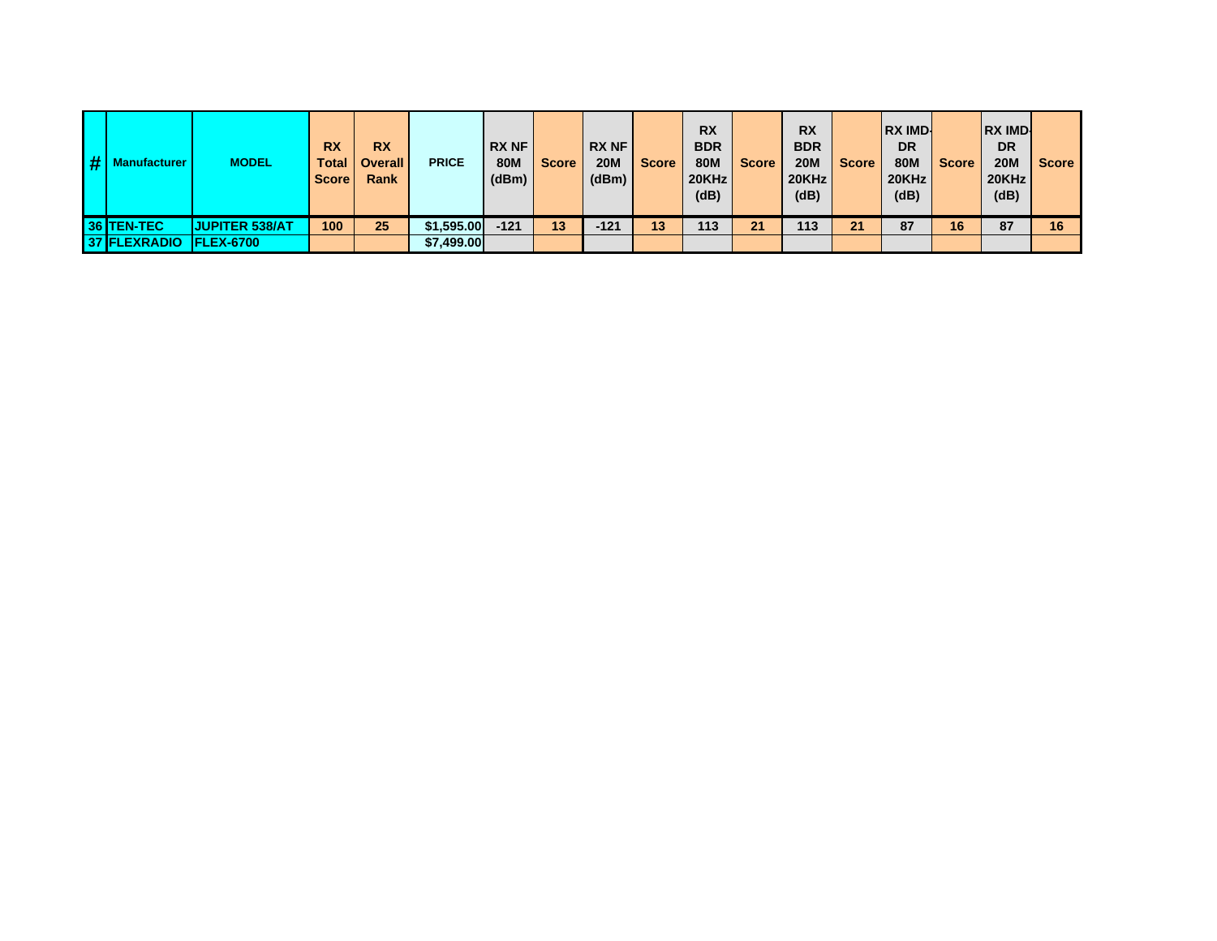| # | Manufacturer | MODEL | RX Total Score | RX Overall Rank | PRICE | RX NF 80M (dBm) | Score | RX NF 20M (dBm) | Score | RX BDR 80M 20KHz (dB) | Score | RX BDR 20M 20KHz (dB) | Score | RX IMD-DR 80M 20KHz (dB) | Score | RX IMD-DR 20M 20KHz (dB) | Score |
|---|---|---|---|---|---|---|---|---|---|---|---|---|---|---|---|---|---|
| 36 | TEN-TEC | JUPITER 538/AT | 100 | 25 | $1,595.00 | -121 | 13 | -121 | 13 | 113 | 21 | 113 | 21 | 87 | 16 | 87 | 16 |
| 37 | FLEXRADIO | FLEX-6700 | | | $7,499.00 | | | | | | | | | | | | |